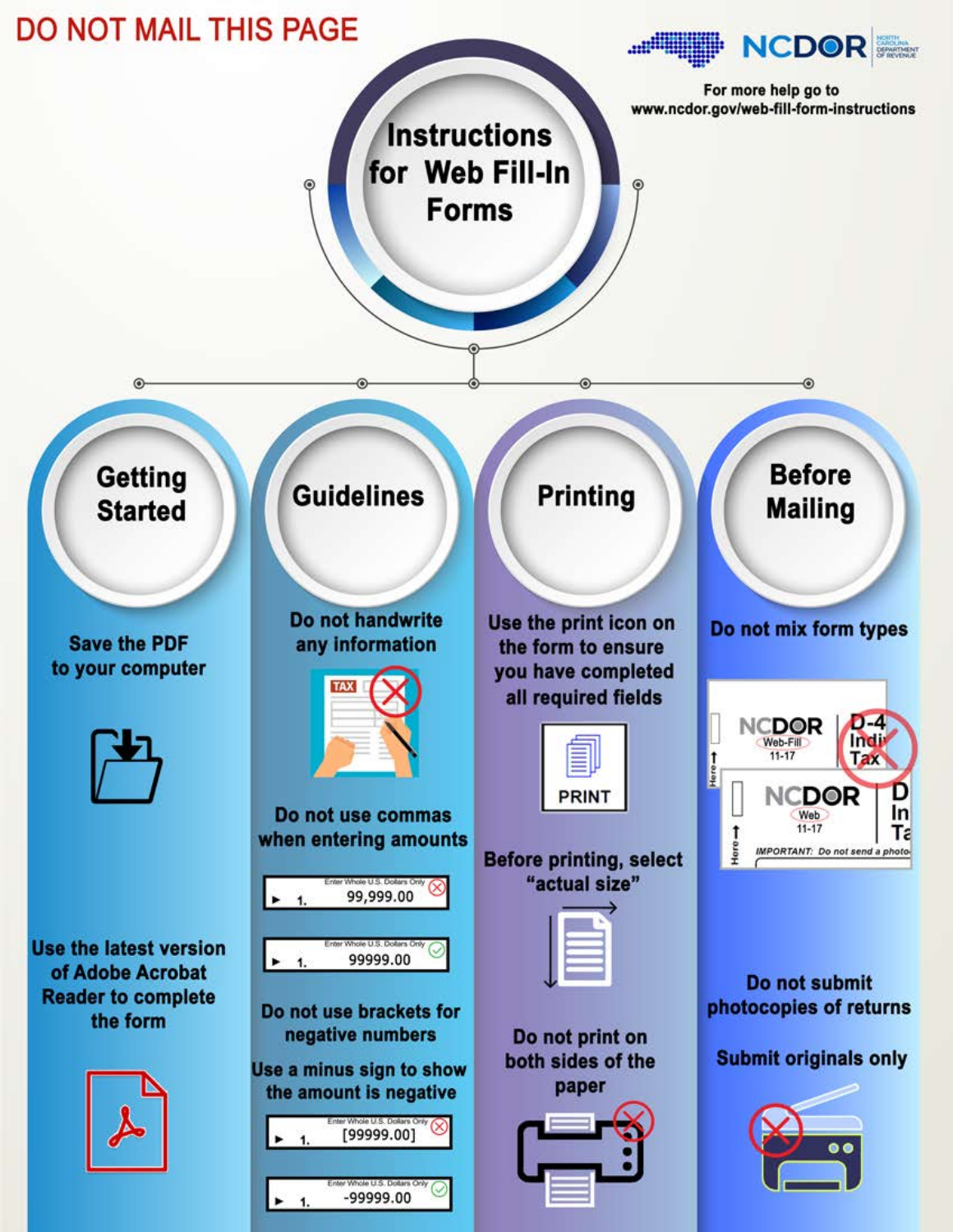DO NOT MAIL THIS PAGE

NCDOR

For more help go to www.ncdor.gov/web-fill-form-instructions

# Instructions for Web Fill-In Forms

## Getting Started

Save the PDF to your computer

Use the latest version of Adobe Acrobat Reader to complete the form

## Guidelines

Do not handwrite any information

Do not use commas when entering amounts

- 1. 99,999.00 (incorrect)
- 1. 99999.00 (correct)

Do not use brackets for negative numbers

Use a minus sign to show the amount is negative

- 1. [99999.00] (incorrect)
- 1. -99999.00 (correct)

## Printing

Use the print icon on the form to ensure you have completed all required fields

PRINT

Before printing, select "actual size"

Do not print on both sides of the paper

## Before Mailing

Do not mix form types

Do not submit photocopies of returns

Submit originals only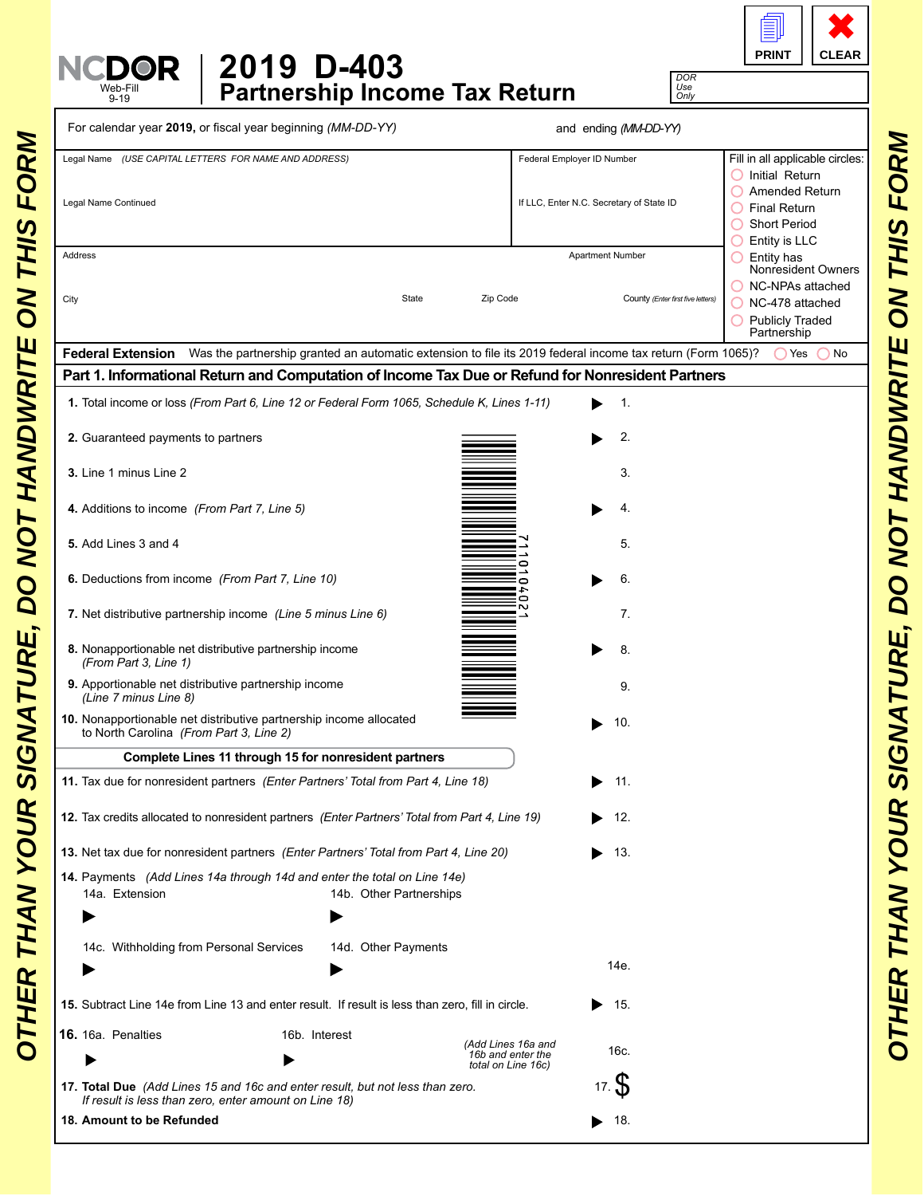# 2019 D-403

## Partnership Income Tax Return

NCDOR Web-Fill 9-19

PRINT CLEAR

DOR Use Only

OTHER THAN YOUR SIGNATURE, DO NOT HANDWRITE ON THIS FORM

For calendar year **2019**, or fiscal year beginning *(MM-DD-YY)* and ending *(MM-DD-YY)*

Legal Name *(USE CAPITAL LETTERS FOR NAME AND ADDRESS)*

Legal Name Continued

Federal Employer ID Number

If LLC, Enter N.C. Secretary of State ID

Fill in all applicable circles:
- Initial Return
- Amended Return
- Final Return
- Short Period
- Entity is LLC
- Entity has Nonresident Owners
- NC-NPAs attached
- NC-478 attached
- Publicly Traded Partnership

Address | Apartment Number

City | State | Zip Code | County *(Enter first five letters)*

**Federal Extension** Was the partnership granted an automatic extension to file its 2019 federal income tax return (Form 1065)? ○ Yes ○ No

## Part 1. Informational Return and Computation of Income Tax Due or Refund for Nonresident Partners

**1.** Total income or loss *(From Part 6, Line 12 or Federal Form 1065, Schedule K, Lines 1-11)* ▶ 1.

**2.** Guaranteed payments to partners ▶ 2.

**3.** Line 1 minus Line 2 3.

**4.** Additions to income *(From Part 7, Line 5)* ▶ 4.

**5.** Add Lines 3 and 4 5.

**6.** Deductions from income *(From Part 7, Line 10)* ▶ 6.

**7.** Net distributive partnership income *(Line 5 minus Line 6)* 7.

**8.** Nonapportionable net distributive partnership income *(From Part 3, Line 1)* ▶ 8.

**9.** Apportionable net distributive partnership income *(Line 7 minus Line 8)* 9.

**10.** Nonapportionable net distributive partnership income allocated to North Carolina *(From Part 3, Line 2)* ▶ 10.

**Complete Lines 11 through 15 for nonresident partners**

**11.** Tax due for nonresident partners *(Enter Partners' Total from Part 4, Line 18)* ▶ 11.

**12.** Tax credits allocated to nonresident partners *(Enter Partners' Total from Part 4, Line 19)* ▶ 12.

**13.** Net tax due for nonresident partners *(Enter Partners' Total from Part 4, Line 20)* ▶ 13.

**14.** Payments *(Add Lines 14a through 14d and enter the total on Line 14e)*
14a. Extension ▶
14b. Other Partnerships ▶
14c. Withholding from Personal Services ▶
14d. Other Payments ▶
14e.

**15.** Subtract Line 14e from Line 13 and enter result. If result is less than zero, fill in circle. ▶ 15.

**16.** 16a. Penalties ▶ 16b. Interest ▶ *(Add Lines 16a and 16b and enter the total on Line 16c)* 16c.

**17. Total Due** *(Add Lines 15 and 16c and enter result, but not less than zero. If result is less than zero, enter amount on Line 18)* 17. $

**18. Amount to be Refunded** ▶ 18.

711010402 1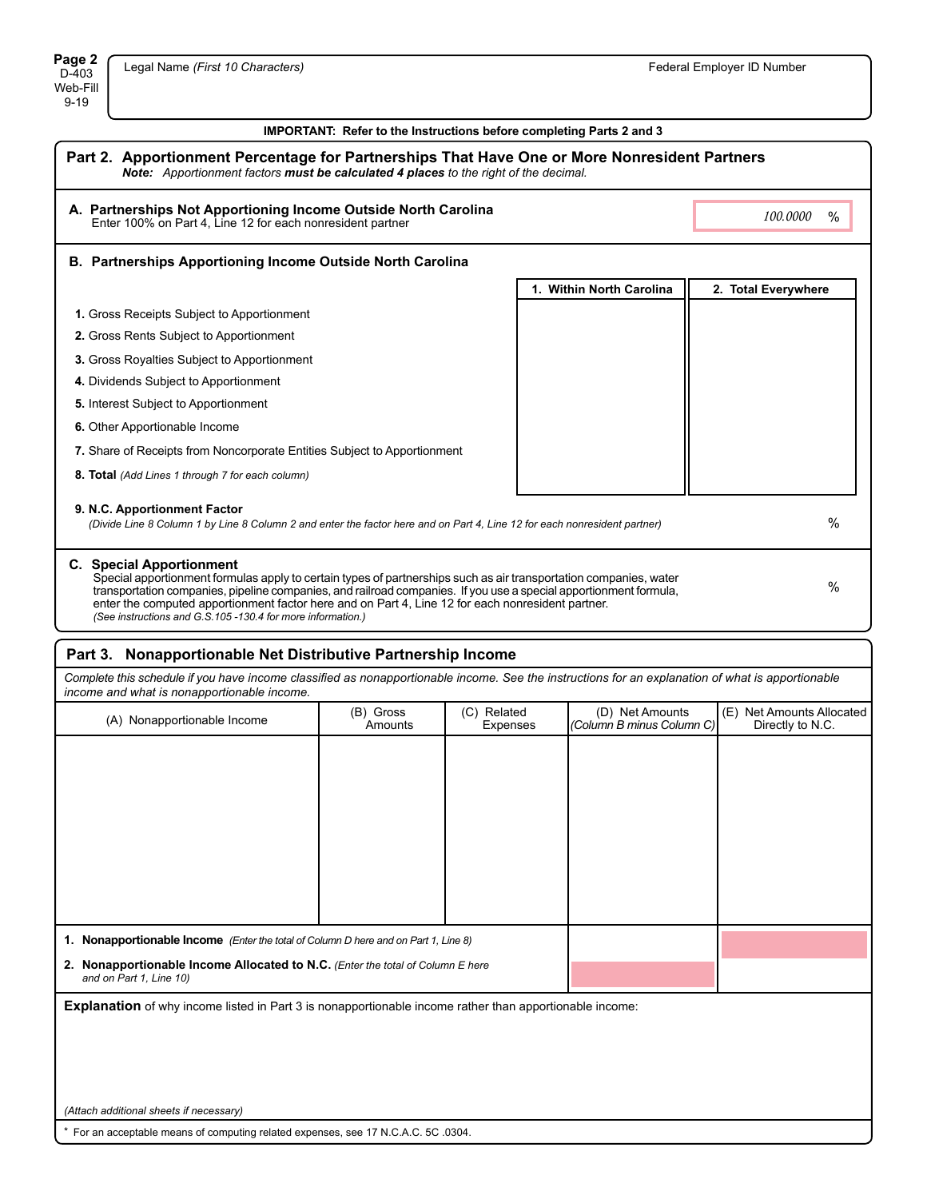Page 2
D-403
Web-Fill
9-19

| Legal Name *(First 10 Characters)* | Federal Employer ID Number |
|---|---|
| | |

**IMPORTANT: Refer to the Instructions before completing Parts 2 and 3**

## Part 2. Apportionment Percentage for Partnerships That Have One or More Nonresident Partners

***Note:*** *Apportionment factors* ***must be calculated 4 places*** *to the right of the decimal.*

### A. Partnerships Not Apportioning Income Outside North Carolina

Enter 100% on Part 4, Line 12 for each nonresident partner

*100.0000* %

### B. Partnerships Apportioning Income Outside North Carolina

| | 1. Within North Carolina | 2. Total Everywhere |
|---|---|---|
| **1.** Gross Receipts Subject to Apportionment | | |
| **2.** Gross Rents Subject to Apportionment | | |
| **3.** Gross Royalties Subject to Apportionment | | |
| **4.** Dividends Subject to Apportionment | | |
| **5.** Interest Subject to Apportionment | | |
| **6.** Other Apportionable Income | | |
| **7.** Share of Receipts from Noncorporate Entities Subject to Apportionment | | |
| **8. Total** *(Add Lines 1 through 7 for each column)* | | |

**9. N.C. Apportionment Factor**
*(Divide Line 8 Column 1 by Line 8 Column 2 and enter the factor here and on Part 4, Line 12 for each nonresident partner)* %

### C. Special Apportionment

Special apportionment formulas apply to certain types of partnerships such as air transportation companies, water transportation companies, pipeline companies, and railroad companies. If you use a special apportionment formula, enter the computed apportionment factor here and on Part 4, Line 12 for each nonresident partner. %
*(See instructions and G.S.105 -130.4 for more information.)*

## Part 3. Nonapportionable Net Distributive Partnership Income

*Complete this schedule if you have income classified as nonapportionable income. See the instructions for an explanation of what is apportionable income and what is nonapportionable income.*

| (A) Nonapportionable Income | (B) Gross Amounts | (C) Related Expenses | (D) Net Amounts *(Column B minus Column C)* | (E) Net Amounts Allocated Directly to N.C. |
|---|---|---|---|---|
| | | | | |
| **1. Nonapportionable Income** *(Enter the total of Column D here and on Part 1, Line 8)* | | | | |
| **2. Nonapportionable Income Allocated to N.C.** *(Enter the total of Column E here and on Part 1, Line 10)* | | | | |

**Explanation** of why income listed in Part 3 is nonapportionable income rather than apportionable income:

*(Attach additional sheets if necessary)*

\* For an acceptable means of computing related expenses, see 17 N.C.A.C. 5C .0304.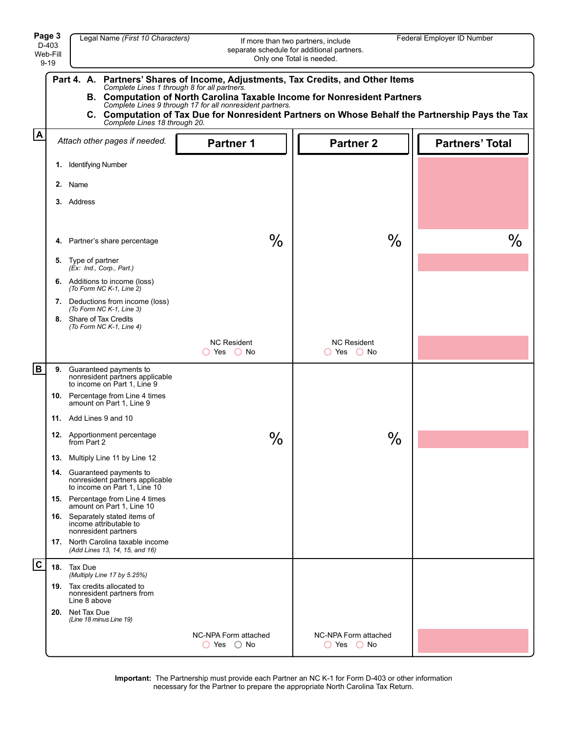Page 3
D-403
Web-Fill
9-19

| Legal Name *(First 10 Characters)* | If more than two partners, include separate schedule for additional partners. Only one Total is needed. | Federal Employer ID Number |
|---|---|---|

## Part 4. A. Partners' Shares of Income, Adjustments, Tax Credits, and Other Items

*Complete Lines 1 through 8 for all partners.*

### B. Computation of North Carolina Taxable Income for Nonresident Partners

*Complete Lines 9 through 17 for all nonresident partners.*

### C. Computation of Tax Due for Nonresident Partners on Whose Behalf the Partnership Pays the Tax

*Complete Lines 18 through 20.*

| *Attach other pages if needed.* | Partner 1 | Partner 2 | Partners' Total |
|---|---|---|---|
| **A** | | | |
| **1.** Identifying Number | | | |
| **2.** Name | | | |
| **3.** Address | | | |
| **4.** Partner's share percentage | % | % | % |
| **5.** Type of partner *(Ex: Ind., Corp., Part.)* | | | |
| **6.** Additions to income (loss) *(To Form NC K-1, Line 2)* | | | |
| **7.** Deductions from income (loss) *(To Form NC K-1, Line 3)* | | | |
| **8.** Share of Tax Credits *(To Form NC K-1, Line 4)* | | | |
| | NC Resident ○ Yes ○ No | NC Resident ○ Yes ○ No | |
| **B** | | | |
| **9.** Guaranteed payments to nonresident partners applicable to income on Part 1, Line 9 | | | |
| **10.** Percentage from Line 4 times amount on Part 1, Line 9 | | | |
| **11.** Add Lines 9 and 10 | | | |
| **12.** Apportionment percentage from Part 2 | % | % | |
| **13.** Multiply Line 11 by Line 12 | | | |
| **14.** Guaranteed payments to nonresident partners applicable to income on Part 1, Line 10 | | | |
| **15.** Percentage from Line 4 times amount on Part 1, Line 10 | | | |
| **16.** Separately stated items of income attributable to nonresident partners | | | |
| **17.** North Carolina taxable income *(Add Lines 13, 14, 15, and 16)* | | | |
| **C** | | | |
| **18.** Tax Due *(Multiply Line 17 by 5.25%)* | | | |
| **19.** Tax credits allocated to nonresident partners from Line 8 above | | | |
| **20.** Net Tax Due *(Line 18 minus Line 19)* | | | |
| | NC-NPA Form attached ○ Yes ○ No | NC-NPA Form attached ○ Yes ○ No | |

**Important:** The Partnership must provide each Partner an NC K-1 for Form D-403 or other information necessary for the Partner to prepare the appropriate North Carolina Tax Return.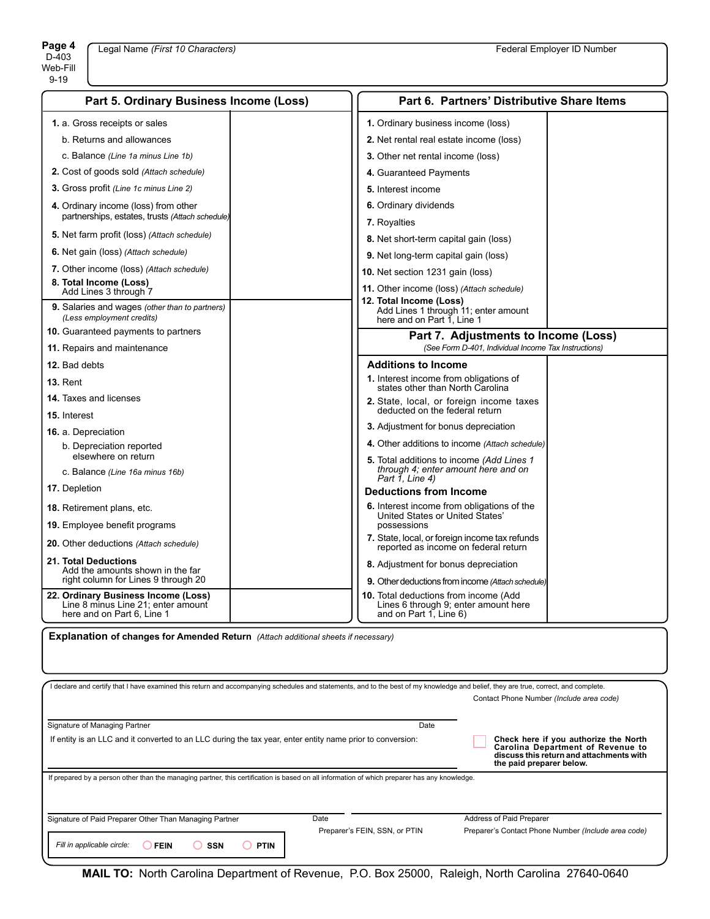Page 4
D-403
Web-Fill
9-19

| Legal Name *(First 10 Characters)* | Federal Employer ID Number |
|---|---|
| | |

## Part 5. Ordinary Business Income (Loss)

| | |
|---|---|
| **1.** a. Gross receipts or sales | |
| b. Returns and allowances | |
| c. Balance *(Line 1a minus Line 1b)* | |
| **2.** Cost of goods sold *(Attach schedule)* | |
| **3.** Gross profit *(Line 1c minus Line 2)* | |
| **4.** Ordinary income (loss) from other partnerships, estates, trusts *(Attach schedule)* | |
| **5.** Net farm profit (loss) *(Attach schedule)* | |
| **6.** Net gain (loss) *(Attach schedule)* | |
| **7.** Other income (loss) *(Attach schedule)* | |
| **8. Total Income (Loss)** Add Lines 3 through 7 | |
| **9.** Salaries and wages *(other than to partners) (Less employment credits)* | |
| **10.** Guaranteed payments to partners | |
| **11.** Repairs and maintenance | |
| **12.** Bad debts | |
| **13.** Rent | |
| **14.** Taxes and licenses | |
| **15.** Interest | |
| **16.** a. Depreciation | |
| b. Depreciation reported elsewhere on return | |
| c. Balance *(Line 16a minus 16b)* | |
| **17.** Depletion | |
| **18.** Retirement plans, etc. | |
| **19.** Employee benefit programs | |
| **20.** Other deductions *(Attach schedule)* | |
| **21. Total Deductions** Add the amounts shown in the far right column for Lines 9 through 20 | |
| **22. Ordinary Business Income (Loss)** Line 8 minus Line 21; enter amount here and on Part 6, Line 1 | |

## Part 6. Partners' Distributive Share Items

| | |
|---|---|
| **1.** Ordinary business income (loss) | |
| **2.** Net rental real estate income (loss) | |
| **3.** Other net rental income (loss) | |
| **4.** Guaranteed Payments | |
| **5.** Interest income | |
| **6.** Ordinary dividends | |
| **7.** Royalties | |
| **8.** Net short-term capital gain (loss) | |
| **9.** Net long-term capital gain (loss) | |
| **10.** Net section 1231 gain (loss) | |
| **11.** Other income (loss) *(Attach schedule)* | |
| **12. Total Income (Loss)** Add Lines 1 through 11; enter amount here and on Part 1, Line 1 | |

## Part 7. Adjustments to Income (Loss)

*(See Form D-401, Individual Income Tax Instructions)*

| | |
|---|---|
| **Additions to Income** | |
| **1.** Interest income from obligations of states other than North Carolina | |
| **2.** State, local, or foreign income taxes deducted on the federal return | |
| **3.** Adjustment for bonus depreciation | |
| **4.** Other additions to income *(Attach schedule)* | |
| **5.** Total additions to income *(Add Lines 1 through 4; enter amount here and on Part 1, Line 4)* | |
| **Deductions from Income** | |
| **6.** Interest income from obligations of the United States or United States' possessions | |
| **7.** State, local, or foreign income tax refunds reported as income on federal return | |
| **8.** Adjustment for bonus depreciation | |
| **9.** Other deductions from income *(Attach schedule)* | |
| **10.** Total deductions from income (Add Lines 6 through 9; enter amount here and on Part 1, Line 6) | |

**Explanation of changes for Amended Return** *(Attach additional sheets if necessary)*

I declare and certify that I have examined this return and accompanying schedules and statements, and to the best of my knowledge and belief, they are true, correct, and complete.

Signature of Managing Partner — Date — Contact Phone Number *(Include area code)*

If entity is an LLC and it converted to an LLC during the tax year, enter entity name prior to conversion:

☐ **Check here if you authorize the North Carolina Department of Revenue to discuss this return and attachments with the paid preparer below.**

If prepared by a person other than the managing partner, this certification is based on all information of which preparer has any knowledge.

Signature of Paid Preparer Other Than Managing Partner — Date — Address of Paid Preparer

Preparer's FEIN, SSN, or PTIN — Preparer's Contact Phone Number *(Include area code)*

*Fill in applicable circle:* ○ FEIN ○ SSN ○ PTIN

**MAIL TO:** North Carolina Department of Revenue, P.O. Box 25000, Raleigh, North Carolina 27640-0640